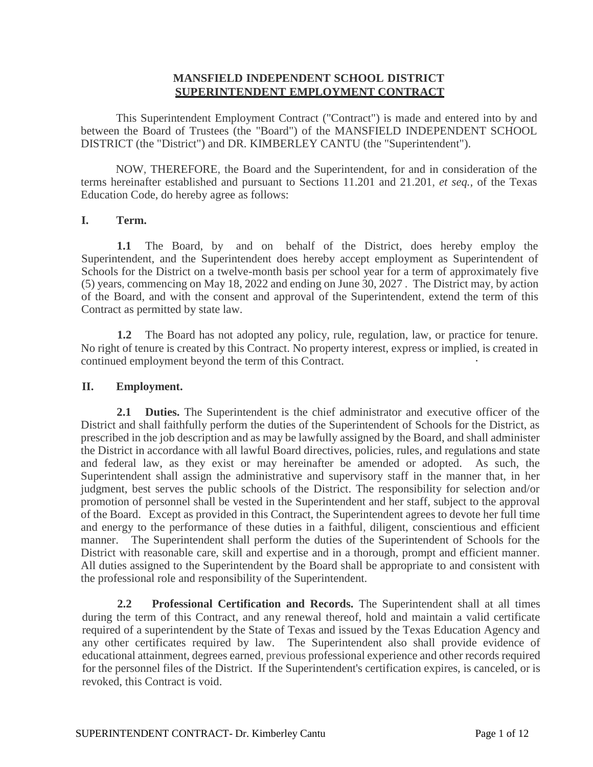# MANSFIELD INDEPENDENT SCHOOL DISTRICT
## SUPERINTENDENT EMPLOYMENT CONTRACT

This Superintendent Employment Contract ("Contract") is made and entered into by and between the Board of Trustees (the "Board") of the MANSFIELD INDEPENDENT SCHOOL DISTRICT (the "District") and DR. KIMBERLEY CANTU (the "Superintendent").

NOW, THEREFORE, the Board and the Superintendent, for and in consideration of the terms hereinafter established and pursuant to Sections 11.201 and 21.201, *et seq.*, of the Texas Education Code, do hereby agree as follows:

### I. Term.

**1.1** The Board, by and on behalf of the District, does hereby employ the Superintendent, and the Superintendent does hereby accept employment as Superintendent of Schools for the District on a twelve-month basis per school year for a term of approximately five (5) years, commencing on May 18, 2022 and ending on June 30, 2027 . The District may, by action of the Board, and with the consent and approval of the Superintendent, extend the term of this Contract as permitted by state law.

**1.2** The Board has not adopted any policy, rule, regulation, law, or practice for tenure. No right of tenure is created by this Contract. No property interest, express or implied, is created in continued employment beyond the term of this Contract.

### II. Employment.

**2.1 Duties.** The Superintendent is the chief administrator and executive officer of the District and shall faithfully perform the duties of the Superintendent of Schools for the District, as prescribed in the job description and as may be lawfully assigned by the Board, and shall administer the District in accordance with all lawful Board directives, policies, rules, and regulations and state and federal law, as they exist or may hereinafter be amended or adopted. As such, the Superintendent shall assign the administrative and supervisory staff in the manner that, in her judgment, best serves the public schools of the District. The responsibility for selection and/or promotion of personnel shall be vested in the Superintendent and her staff, subject to the approval of the Board. Except as provided in this Contract, the Superintendent agrees to devote her full time and energy to the performance of these duties in a faithful, diligent, conscientious and efficient manner. The Superintendent shall perform the duties of the Superintendent of Schools for the District with reasonable care, skill and expertise and in a thorough, prompt and efficient manner. All duties assigned to the Superintendent by the Board shall be appropriate to and consistent with the professional role and responsibility of the Superintendent.

**2.2 Professional Certification and Records.** The Superintendent shall at all times during the term of this Contract, and any renewal thereof, hold and maintain a valid certificate required of a superintendent by the State of Texas and issued by the Texas Education Agency and any other certificates required by law. The Superintendent also shall provide evidence of educational attainment, degrees earned, previous professional experience and other records required for the personnel files of the District. If the Superintendent's certification expires, is canceled, or is revoked, this Contract is void.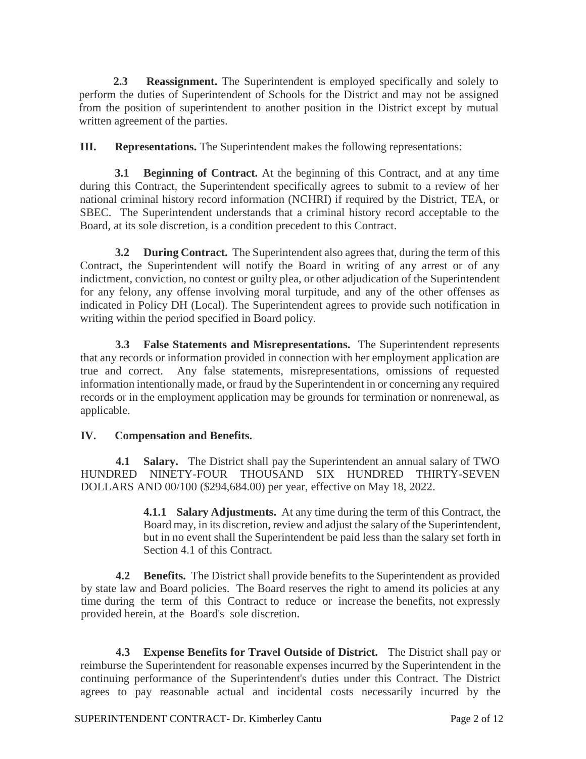**2.3 Reassignment.** The Superintendent is employed specifically and solely to perform the duties of Superintendent of Schools for the District and may not be assigned from the position of superintendent to another position in the District except by mutual written agreement of the parties.

**III. Representations.** The Superintendent makes the following representations:

**3.1 Beginning of Contract.** At the beginning of this Contract, and at any time during this Contract, the Superintendent specifically agrees to submit to a review of her national criminal history record information (NCHRI) if required by the District, TEA, or SBEC. The Superintendent understands that a criminal history record acceptable to the Board, at its sole discretion, is a condition precedent to this Contract.

**3.2 During Contract.** The Superintendent also agrees that, during the term of this Contract, the Superintendent will notify the Board in writing of any arrest or of any indictment, conviction, no contest or guilty plea, or other adjudication of the Superintendent for any felony, any offense involving moral turpitude, and any of the other offenses as indicated in Policy DH (Local). The Superintendent agrees to provide such notification in writing within the period specified in Board policy.

**3.3 False Statements and Misrepresentations.** The Superintendent represents that any records or information provided in connection with her employment application are true and correct. Any false statements, misrepresentations, omissions of requested information intentionally made, or fraud by the Superintendent in or concerning any required records or in the employment application may be grounds for termination or nonrenewal, as applicable.

**IV. Compensation and Benefits.**

**4.1 Salary.** The District shall pay the Superintendent an annual salary of TWO HUNDRED NINETY-FOUR THOUSAND SIX HUNDRED THIRTY-SEVEN DOLLARS AND 00/100 ($294,684.00) per year, effective on May 18, 2022.

**4.1.1 Salary Adjustments.** At any time during the term of this Contract, the Board may, in its discretion, review and adjust the salary of the Superintendent, but in no event shall the Superintendent be paid less than the salary set forth in Section 4.1 of this Contract.

**4.2 Benefits.** The District shall provide benefits to the Superintendent as provided by state law and Board policies. The Board reserves the right to amend its policies at any time during the term of this Contract to reduce or increase the benefits, not expressly provided herein, at the Board's sole discretion.

**4.3 Expense Benefits for Travel Outside of District.** The District shall pay or reimburse the Superintendent for reasonable expenses incurred by the Superintendent in the continuing performance of the Superintendent's duties under this Contract. The District agrees to pay reasonable actual and incidental costs necessarily incurred by the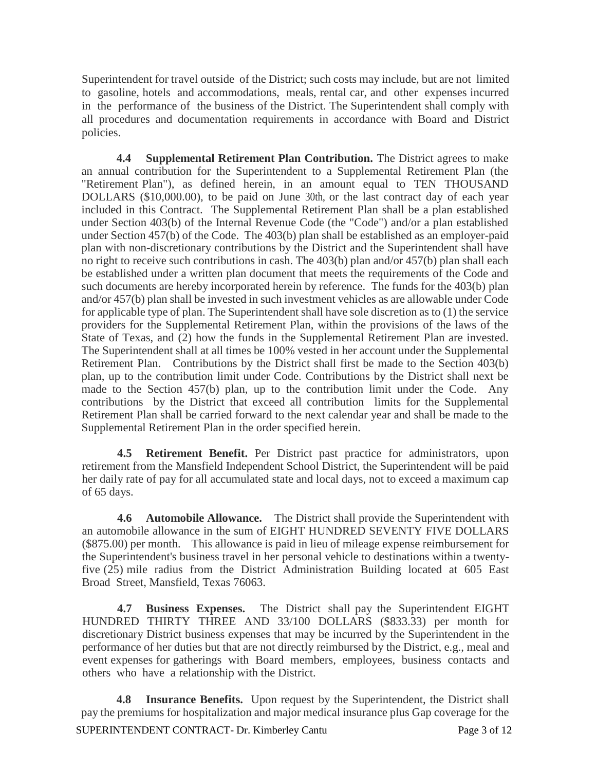Superintendent for travel outside of the District; such costs may include, but are not limited to gasoline, hotels and accommodations, meals, rental car, and other expenses incurred in the performance of the business of the District. The Superintendent shall comply with all procedures and documentation requirements in accordance with Board and District policies.

**4.4 Supplemental Retirement Plan Contribution.** The District agrees to make an annual contribution for the Superintendent to a Supplemental Retirement Plan (the "Retirement Plan"), as defined herein, in an amount equal to TEN THOUSAND DOLLARS ($10,000.00), to be paid on June 30th, or the last contract day of each year included in this Contract. The Supplemental Retirement Plan shall be a plan established under Section 403(b) of the Internal Revenue Code (the "Code") and/or a plan established under Section 457(b) of the Code. The 403(b) plan shall be established as an employer-paid plan with non-discretionary contributions by the District and the Superintendent shall have no right to receive such contributions in cash. The 403(b) plan and/or 457(b) plan shall each be established under a written plan document that meets the requirements of the Code and such documents are hereby incorporated herein by reference. The funds for the 403(b) plan and/or 457(b) plan shall be invested in such investment vehicles as are allowable under Code for applicable type of plan. The Superintendent shall have sole discretion as to (1) the service providers for the Supplemental Retirement Plan, within the provisions of the laws of the State of Texas, and (2) how the funds in the Supplemental Retirement Plan are invested. The Superintendent shall at all times be 100% vested in her account under the Supplemental Retirement Plan. Contributions by the District shall first be made to the Section 403(b) plan, up to the contribution limit under Code. Contributions by the District shall next be made to the Section 457(b) plan, up to the contribution limit under the Code. Any contributions by the District that exceed all contribution limits for the Supplemental Retirement Plan shall be carried forward to the next calendar year and shall be made to the Supplemental Retirement Plan in the order specified herein.

**4.5 Retirement Benefit.** Per District past practice for administrators, upon retirement from the Mansfield Independent School District, the Superintendent will be paid her daily rate of pay for all accumulated state and local days, not to exceed a maximum cap of 65 days.

**4.6 Automobile Allowance.** The District shall provide the Superintendent with an automobile allowance in the sum of EIGHT HUNDRED SEVENTY FIVE DOLLARS ($875.00) per month. This allowance is paid in lieu of mileage expense reimbursement for the Superintendent's business travel in her personal vehicle to destinations within a twenty-five (25) mile radius from the District Administration Building located at 605 East Broad Street, Mansfield, Texas 76063.

**4.7 Business Expenses.** The District shall pay the Superintendent EIGHT HUNDRED THIRTY THREE AND 33/100 DOLLARS ($833.33) per month for discretionary District business expenses that may be incurred by the Superintendent in the performance of her duties but that are not directly reimbursed by the District, e.g., meal and event expenses for gatherings with Board members, employees, business contacts and others who have a relationship with the District.

**4.8 Insurance Benefits.** Upon request by the Superintendent, the District shall pay the premiums for hospitalization and major medical insurance plus Gap coverage for the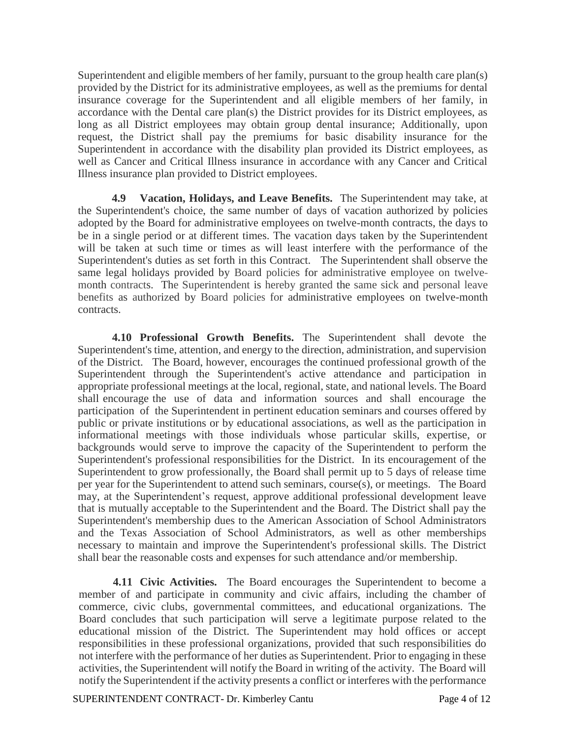Superintendent and eligible members of her family, pursuant to the group health care plan(s) provided by the District for its administrative employees, as well as the premiums for dental insurance coverage for the Superintendent and all eligible members of her family, in accordance with the Dental care plan(s) the District provides for its District employees, as long as all District employees may obtain group dental insurance; Additionally, upon request, the District shall pay the premiums for basic disability insurance for the Superintendent in accordance with the disability plan provided its District employees, as well as Cancer and Critical Illness insurance in accordance with any Cancer and Critical Illness insurance plan provided to District employees.

**4.9 Vacation, Holidays, and Leave Benefits.** The Superintendent may take, at the Superintendent's choice, the same number of days of vacation authorized by policies adopted by the Board for administrative employees on twelve-month contracts, the days to be in a single period or at different times. The vacation days taken by the Superintendent will be taken at such time or times as will least interfere with the performance of the Superintendent's duties as set forth in this Contract. The Superintendent shall observe the same legal holidays provided by Board policies for administrative employee on twelve-month contracts. The Superintendent is hereby granted the same sick and personal leave benefits as authorized by Board policies for administrative employees on twelve-month contracts.

**4.10 Professional Growth Benefits.** The Superintendent shall devote the Superintendent's time, attention, and energy to the direction, administration, and supervision of the District. The Board, however, encourages the continued professional growth of the Superintendent through the Superintendent's active attendance and participation in appropriate professional meetings at the local, regional, state, and national levels. The Board shall encourage the use of data and information sources and shall encourage the participation of the Superintendent in pertinent education seminars and courses offered by public or private institutions or by educational associations, as well as the participation in informational meetings with those individuals whose particular skills, expertise, or backgrounds would serve to improve the capacity of the Superintendent to perform the Superintendent's professional responsibilities for the District. In its encouragement of the Superintendent to grow professionally, the Board shall permit up to 5 days of release time per year for the Superintendent to attend such seminars, course(s), or meetings. The Board may, at the Superintendent's request, approve additional professional development leave that is mutually acceptable to the Superintendent and the Board. The District shall pay the Superintendent's membership dues to the American Association of School Administrators and the Texas Association of School Administrators, as well as other memberships necessary to maintain and improve the Superintendent's professional skills. The District shall bear the reasonable costs and expenses for such attendance and/or membership.

**4.11 Civic Activities.** The Board encourages the Superintendent to become a member of and participate in community and civic affairs, including the chamber of commerce, civic clubs, governmental committees, and educational organizations. The Board concludes that such participation will serve a legitimate purpose related to the educational mission of the District. The Superintendent may hold offices or accept responsibilities in these professional organizations, provided that such responsibilities do not interfere with the performance of her duties as Superintendent. Prior to engaging in these activities, the Superintendent will notify the Board in writing of the activity. The Board will notify the Superintendent if the activity presents a conflict or interferes with the performance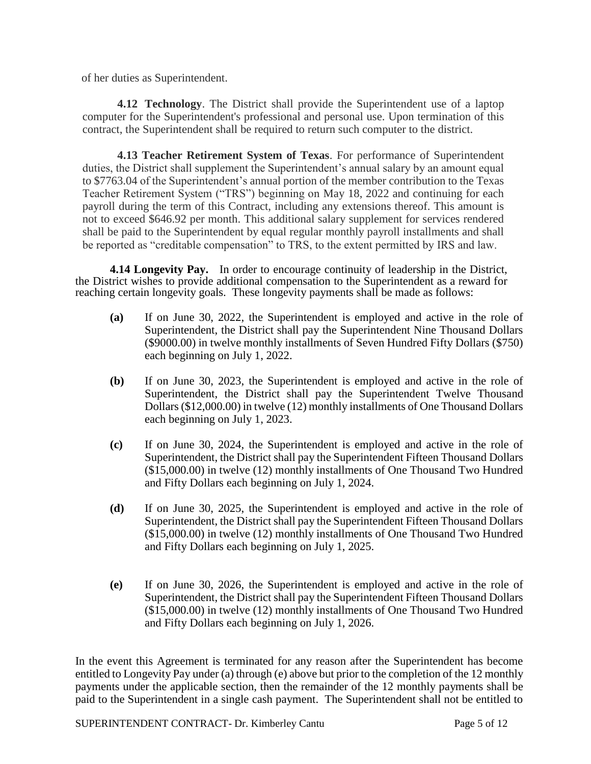of her duties as Superintendent.

**4.12 Technology**. The District shall provide the Superintendent use of a laptop computer for the Superintendent's professional and personal use. Upon termination of this contract, the Superintendent shall be required to return such computer to the district.

**4.13 Teacher Retirement System of Texas**. For performance of Superintendent duties, the District shall supplement the Superintendent's annual salary by an amount equal to $7763.04 of the Superintendent's annual portion of the member contribution to the Texas Teacher Retirement System ("TRS") beginning on May 18, 2022 and continuing for each payroll during the term of this Contract, including any extensions thereof. This amount is not to exceed $646.92 per month. This additional salary supplement for services rendered shall be paid to the Superintendent by equal regular monthly payroll installments and shall be reported as "creditable compensation" to TRS, to the extent permitted by IRS and law.

**4.14 Longevity Pay.** In order to encourage continuity of leadership in the District, the District wishes to provide additional compensation to the Superintendent as a reward for reaching certain longevity goals. These longevity payments shall be made as follows:

**(a)** If on June 30, 2022, the Superintendent is employed and active in the role of Superintendent, the District shall pay the Superintendent Nine Thousand Dollars ($9000.00) in twelve monthly installments of Seven Hundred Fifty Dollars ($750) each beginning on July 1, 2022.

**(b)** If on June 30, 2023, the Superintendent is employed and active in the role of Superintendent, the District shall pay the Superintendent Twelve Thousand Dollars ($12,000.00) in twelve (12) monthly installments of One Thousand Dollars each beginning on July 1, 2023.

**(c)** If on June 30, 2024, the Superintendent is employed and active in the role of Superintendent, the District shall pay the Superintendent Fifteen Thousand Dollars ($15,000.00) in twelve (12) monthly installments of One Thousand Two Hundred and Fifty Dollars each beginning on July 1, 2024.

**(d)** If on June 30, 2025, the Superintendent is employed and active in the role of Superintendent, the District shall pay the Superintendent Fifteen Thousand Dollars ($15,000.00) in twelve (12) monthly installments of One Thousand Two Hundred and Fifty Dollars each beginning on July 1, 2025.

**(e)** If on June 30, 2026, the Superintendent is employed and active in the role of Superintendent, the District shall pay the Superintendent Fifteen Thousand Dollars ($15,000.00) in twelve (12) monthly installments of One Thousand Two Hundred and Fifty Dollars each beginning on July 1, 2026.

In the event this Agreement is terminated for any reason after the Superintendent has become entitled to Longevity Pay under (a) through (e) above but prior to the completion of the 12 monthly payments under the applicable section, then the remainder of the 12 monthly payments shall be paid to the Superintendent in a single cash payment. The Superintendent shall not be entitled to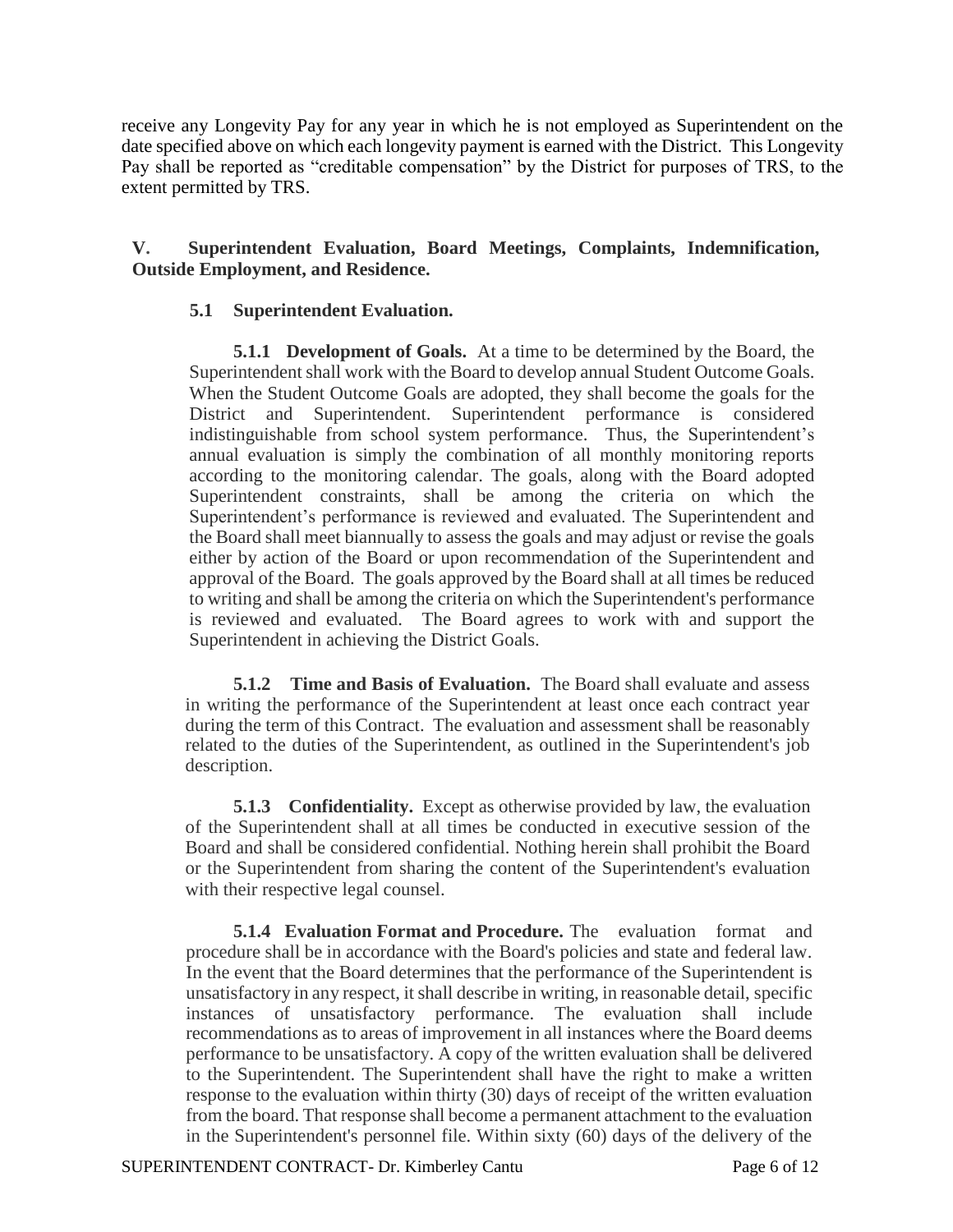receive any Longevity Pay for any year in which he is not employed as Superintendent on the date specified above on which each longevity payment is earned with the District. This Longevity Pay shall be reported as "creditable compensation" by the District for purposes of TRS, to the extent permitted by TRS.

## V. Superintendent Evaluation, Board Meetings, Complaints, Indemnification, Outside Employment, and Residence.

### 5.1 Superintendent Evaluation.

**5.1.1 Development of Goals.** At a time to be determined by the Board, the Superintendent shall work with the Board to develop annual Student Outcome Goals. When the Student Outcome Goals are adopted, they shall become the goals for the District and Superintendent. Superintendent performance is considered indistinguishable from school system performance. Thus, the Superintendent's annual evaluation is simply the combination of all monthly monitoring reports according to the monitoring calendar. The goals, along with the Board adopted Superintendent constraints, shall be among the criteria on which the Superintendent's performance is reviewed and evaluated. The Superintendent and the Board shall meet biannually to assess the goals and may adjust or revise the goals either by action of the Board or upon recommendation of the Superintendent and approval of the Board. The goals approved by the Board shall at all times be reduced to writing and shall be among the criteria on which the Superintendent's performance is reviewed and evaluated. The Board agrees to work with and support the Superintendent in achieving the District Goals.

**5.1.2 Time and Basis of Evaluation.** The Board shall evaluate and assess in writing the performance of the Superintendent at least once each contract year during the term of this Contract. The evaluation and assessment shall be reasonably related to the duties of the Superintendent, as outlined in the Superintendent's job description.

**5.1.3 Confidentiality.** Except as otherwise provided by law, the evaluation of the Superintendent shall at all times be conducted in executive session of the Board and shall be considered confidential. Nothing herein shall prohibit the Board or the Superintendent from sharing the content of the Superintendent's evaluation with their respective legal counsel.

**5.1.4 Evaluation Format and Procedure.** The evaluation format and procedure shall be in accordance with the Board's policies and state and federal law. In the event that the Board determines that the performance of the Superintendent is unsatisfactory in any respect, it shall describe in writing, in reasonable detail, specific instances of unsatisfactory performance. The evaluation shall include recommendations as to areas of improvement in all instances where the Board deems performance to be unsatisfactory. A copy of the written evaluation shall be delivered to the Superintendent. The Superintendent shall have the right to make a written response to the evaluation within thirty (30) days of receipt of the written evaluation from the board. That response shall become a permanent attachment to the evaluation in the Superintendent's personnel file. Within sixty (60) days of the delivery of the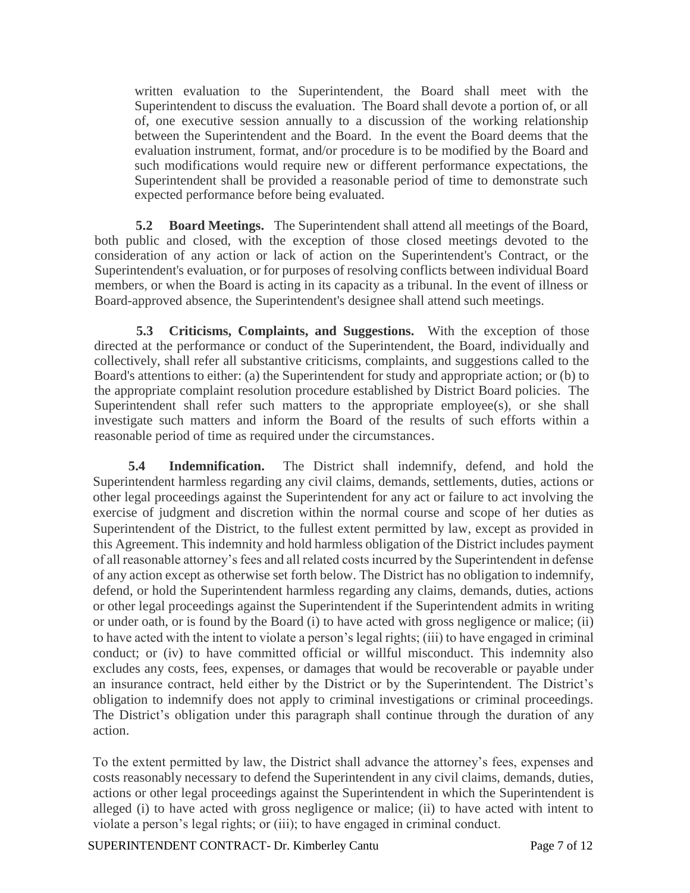written evaluation to the Superintendent, the Board shall meet with the Superintendent to discuss the evaluation. The Board shall devote a portion of, or all of, one executive session annually to a discussion of the working relationship between the Superintendent and the Board. In the event the Board deems that the evaluation instrument, format, and/or procedure is to be modified by the Board and such modifications would require new or different performance expectations, the Superintendent shall be provided a reasonable period of time to demonstrate such expected performance before being evaluated.

**5.2 Board Meetings.** The Superintendent shall attend all meetings of the Board, both public and closed, with the exception of those closed meetings devoted to the consideration of any action or lack of action on the Superintendent's Contract, or the Superintendent's evaluation, or for purposes of resolving conflicts between individual Board members, or when the Board is acting in its capacity as a tribunal. In the event of illness or Board-approved absence, the Superintendent's designee shall attend such meetings.

**5.3 Criticisms, Complaints, and Suggestions.** With the exception of those directed at the performance or conduct of the Superintendent, the Board, individually and collectively, shall refer all substantive criticisms, complaints, and suggestions called to the Board's attentions to either: (a) the Superintendent for study and appropriate action; or (b) to the appropriate complaint resolution procedure established by District Board policies. The Superintendent shall refer such matters to the appropriate employee(s), or she shall investigate such matters and inform the Board of the results of such efforts within a reasonable period of time as required under the circumstances.

**5.4 Indemnification.** The District shall indemnify, defend, and hold the Superintendent harmless regarding any civil claims, demands, settlements, duties, actions or other legal proceedings against the Superintendent for any act or failure to act involving the exercise of judgment and discretion within the normal course and scope of her duties as Superintendent of the District, to the fullest extent permitted by law, except as provided in this Agreement. This indemnity and hold harmless obligation of the District includes payment of all reasonable attorney's fees and all related costs incurred by the Superintendent in defense of any action except as otherwise set forth below. The District has no obligation to indemnify, defend, or hold the Superintendent harmless regarding any claims, demands, duties, actions or other legal proceedings against the Superintendent if the Superintendent admits in writing or under oath, or is found by the Board (i) to have acted with gross negligence or malice; (ii) to have acted with the intent to violate a person's legal rights; (iii) to have engaged in criminal conduct; or (iv) to have committed official or willful misconduct. This indemnity also excludes any costs, fees, expenses, or damages that would be recoverable or payable under an insurance contract, held either by the District or by the Superintendent. The District's obligation to indemnify does not apply to criminal investigations or criminal proceedings. The District's obligation under this paragraph shall continue through the duration of any action.

To the extent permitted by law, the District shall advance the attorney's fees, expenses and costs reasonably necessary to defend the Superintendent in any civil claims, demands, duties, actions or other legal proceedings against the Superintendent in which the Superintendent is alleged (i) to have acted with gross negligence or malice; (ii) to have acted with intent to violate a person's legal rights; or (iii); to have engaged in criminal conduct.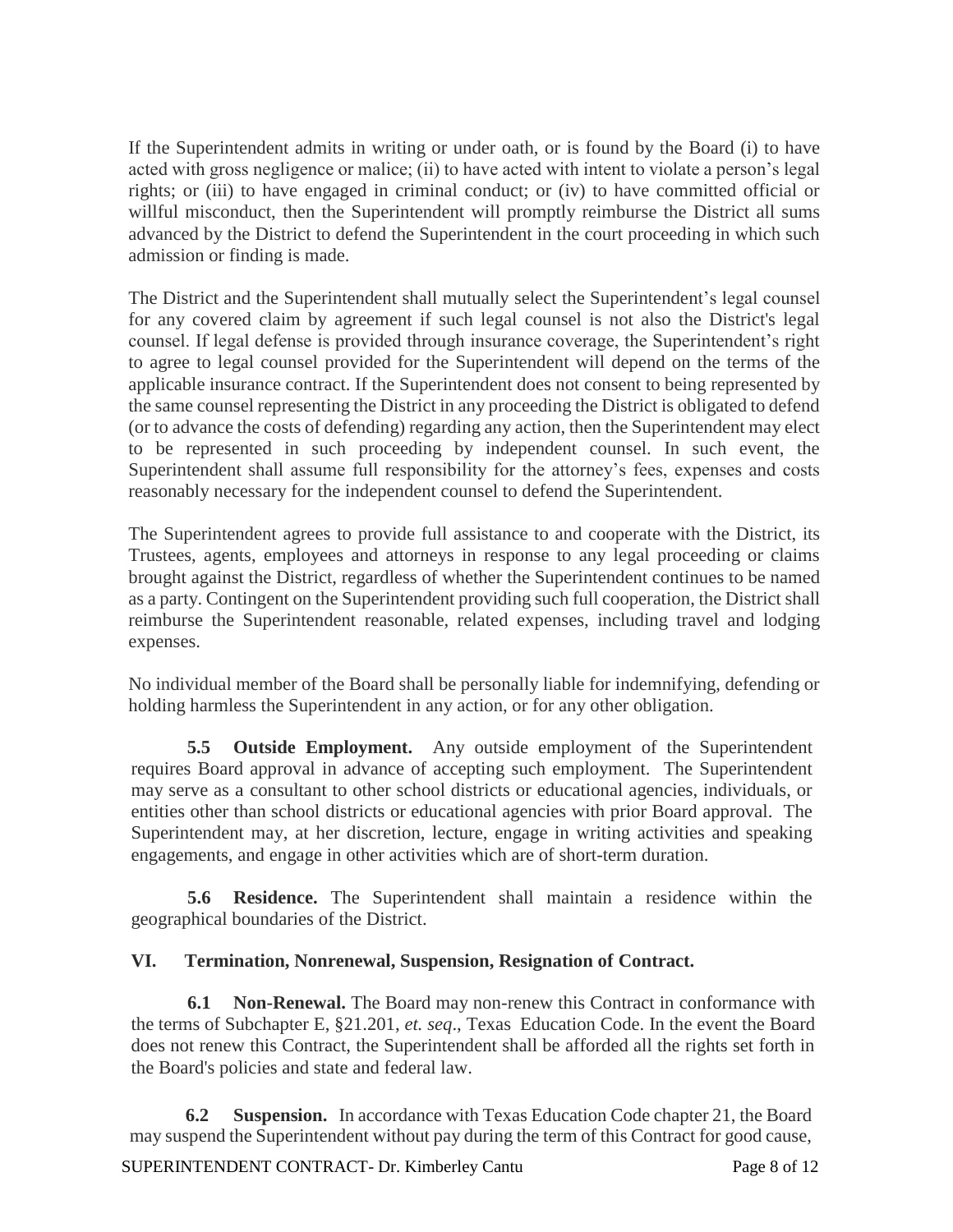If the Superintendent admits in writing or under oath, or is found by the Board (i) to have acted with gross negligence or malice; (ii) to have acted with intent to violate a person's legal rights; or (iii) to have engaged in criminal conduct; or (iv) to have committed official or willful misconduct, then the Superintendent will promptly reimburse the District all sums advanced by the District to defend the Superintendent in the court proceeding in which such admission or finding is made.

The District and the Superintendent shall mutually select the Superintendent's legal counsel for any covered claim by agreement if such legal counsel is not also the District's legal counsel. If legal defense is provided through insurance coverage, the Superintendent's right to agree to legal counsel provided for the Superintendent will depend on the terms of the applicable insurance contract. If the Superintendent does not consent to being represented by the same counsel representing the District in any proceeding the District is obligated to defend (or to advance the costs of defending) regarding any action, then the Superintendent may elect to be represented in such proceeding by independent counsel. In such event, the Superintendent shall assume full responsibility for the attorney's fees, expenses and costs reasonably necessary for the independent counsel to defend the Superintendent.

The Superintendent agrees to provide full assistance to and cooperate with the District, its Trustees, agents, employees and attorneys in response to any legal proceeding or claims brought against the District, regardless of whether the Superintendent continues to be named as a party. Contingent on the Superintendent providing such full cooperation, the District shall reimburse the Superintendent reasonable, related expenses, including travel and lodging expenses.

No individual member of the Board shall be personally liable for indemnifying, defending or holding harmless the Superintendent in any action, or for any other obligation.

**5.5 Outside Employment.** Any outside employment of the Superintendent requires Board approval in advance of accepting such employment. The Superintendent may serve as a consultant to other school districts or educational agencies, individuals, or entities other than school districts or educational agencies with prior Board approval. The Superintendent may, at her discretion, lecture, engage in writing activities and speaking engagements, and engage in other activities which are of short-term duration.

**5.6 Residence.** The Superintendent shall maintain a residence within the geographical boundaries of the District.

## VI. Termination, Nonrenewal, Suspension, Resignation of Contract.

**6.1 Non-Renewal.** The Board may non-renew this Contract in conformance with the terms of Subchapter E, §21.201, *et. seq*., Texas Education Code. In the event the Board does not renew this Contract, the Superintendent shall be afforded all the rights set forth in the Board's policies and state and federal law.

**6.2 Suspension.** In accordance with Texas Education Code chapter 21, the Board may suspend the Superintendent without pay during the term of this Contract for good cause,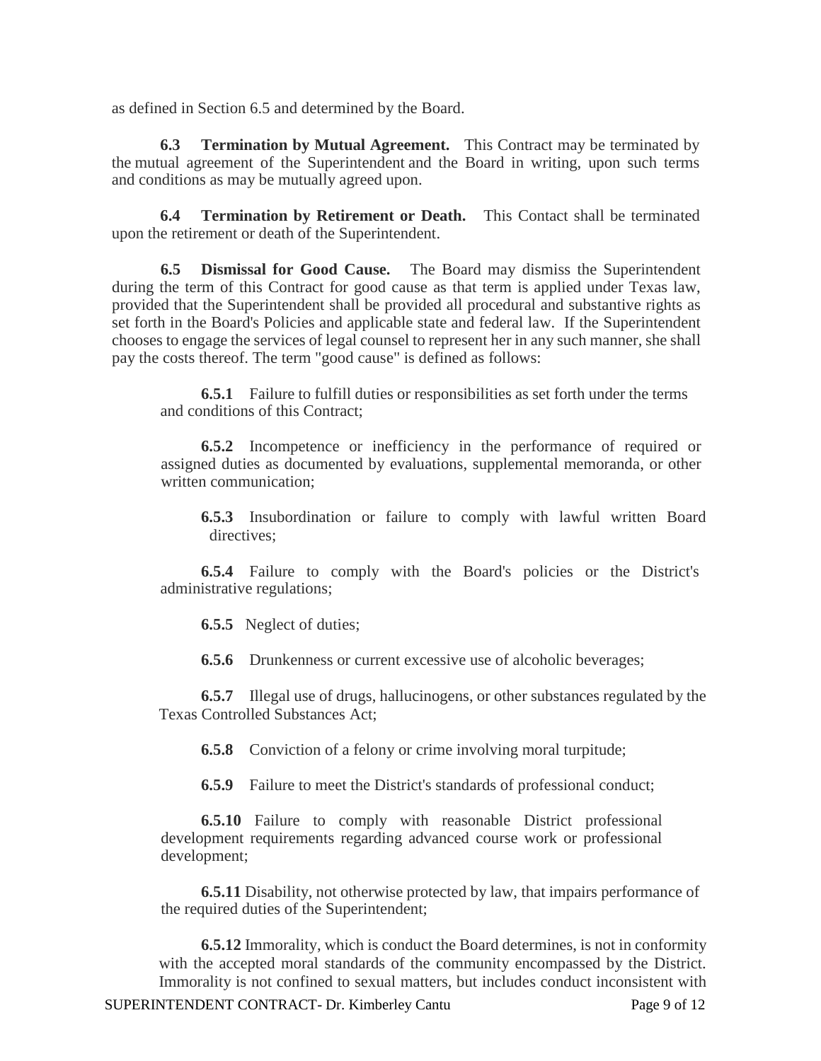as defined in Section 6.5 and determined by the Board.

**6.3 Termination by Mutual Agreement.** This Contract may be terminated by the mutual agreement of the Superintendent and the Board in writing, upon such terms and conditions as may be mutually agreed upon.

**6.4 Termination by Retirement or Death.** This Contact shall be terminated upon the retirement or death of the Superintendent.

**6.5 Dismissal for Good Cause.** The Board may dismiss the Superintendent during the term of this Contract for good cause as that term is applied under Texas law, provided that the Superintendent shall be provided all procedural and substantive rights as set forth in the Board's Policies and applicable state and federal law. If the Superintendent chooses to engage the services of legal counsel to represent her in any such manner, she shall pay the costs thereof. The term "good cause" is defined as follows:

> **6.5.1** Failure to fulfill duties or responsibilities as set forth under the terms and conditions of this Contract;
>
> **6.5.2** Incompetence or inefficiency in the performance of required or assigned duties as documented by evaluations, supplemental memoranda, or other written communication;
>
> **6.5.3** Insubordination or failure to comply with lawful written Board directives;
>
> **6.5.4** Failure to comply with the Board's policies or the District's administrative regulations;
>
> **6.5.5** Neglect of duties;
>
> **6.5.6** Drunkenness or current excessive use of alcoholic beverages;
>
> **6.5.7** Illegal use of drugs, hallucinogens, or other substances regulated by the Texas Controlled Substances Act;
>
> **6.5.8** Conviction of a felony or crime involving moral turpitude;
>
> **6.5.9** Failure to meet the District's standards of professional conduct;
>
> **6.5.10** Failure to comply with reasonable District professional development requirements regarding advanced course work or professional development;
>
> **6.5.11** Disability, not otherwise protected by law, that impairs performance of the required duties of the Superintendent;
>
> **6.5.12** Immorality, which is conduct the Board determines, is not in conformity with the accepted moral standards of the community encompassed by the District. Immorality is not confined to sexual matters, but includes conduct inconsistent with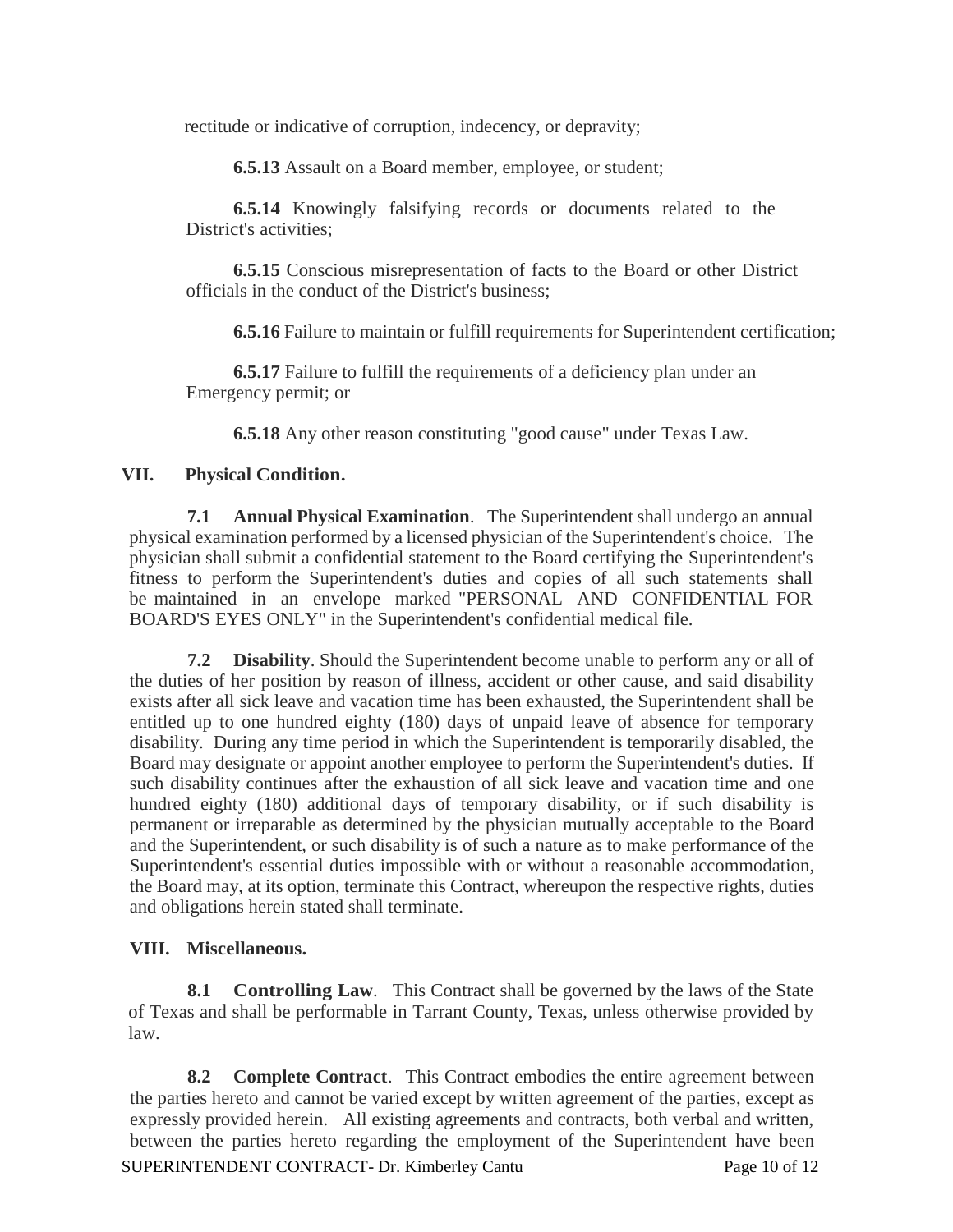rectitude or indicative of corruption, indecency, or depravity;

**6.5.13** Assault on a Board member, employee, or student;

**6.5.14** Knowingly falsifying records or documents related to the District's activities;

**6.5.15** Conscious misrepresentation of facts to the Board or other District officials in the conduct of the District's business;

**6.5.16** Failure to maintain or fulfill requirements for Superintendent certification;

**6.5.17** Failure to fulfill the requirements of a deficiency plan under an Emergency permit; or

**6.5.18** Any other reason constituting "good cause" under Texas Law.

## VII. Physical Condition.

**7.1 Annual Physical Examination**. The Superintendent shall undergo an annual physical examination performed by a licensed physician of the Superintendent's choice. The physician shall submit a confidential statement to the Board certifying the Superintendent's fitness to perform the Superintendent's duties and copies of all such statements shall be maintained in an envelope marked "PERSONAL AND CONFIDENTIAL FOR BOARD'S EYES ONLY" in the Superintendent's confidential medical file.

**7.2 Disability**. Should the Superintendent become unable to perform any or all of the duties of her position by reason of illness, accident or other cause, and said disability exists after all sick leave and vacation time has been exhausted, the Superintendent shall be entitled up to one hundred eighty (180) days of unpaid leave of absence for temporary disability. During any time period in which the Superintendent is temporarily disabled, the Board may designate or appoint another employee to perform the Superintendent's duties. If such disability continues after the exhaustion of all sick leave and vacation time and one hundred eighty (180) additional days of temporary disability, or if such disability is permanent or irreparable as determined by the physician mutually acceptable to the Board and the Superintendent, or such disability is of such a nature as to make performance of the Superintendent's essential duties impossible with or without a reasonable accommodation, the Board may, at its option, terminate this Contract, whereupon the respective rights, duties and obligations herein stated shall terminate.

## VIII. Miscellaneous.

**8.1 Controlling Law**. This Contract shall be governed by the laws of the State of Texas and shall be performable in Tarrant County, Texas, unless otherwise provided by law.

**8.2 Complete Contract**. This Contract embodies the entire agreement between the parties hereto and cannot be varied except by written agreement of the parties, except as expressly provided herein. All existing agreements and contracts, both verbal and written, between the parties hereto regarding the employment of the Superintendent have been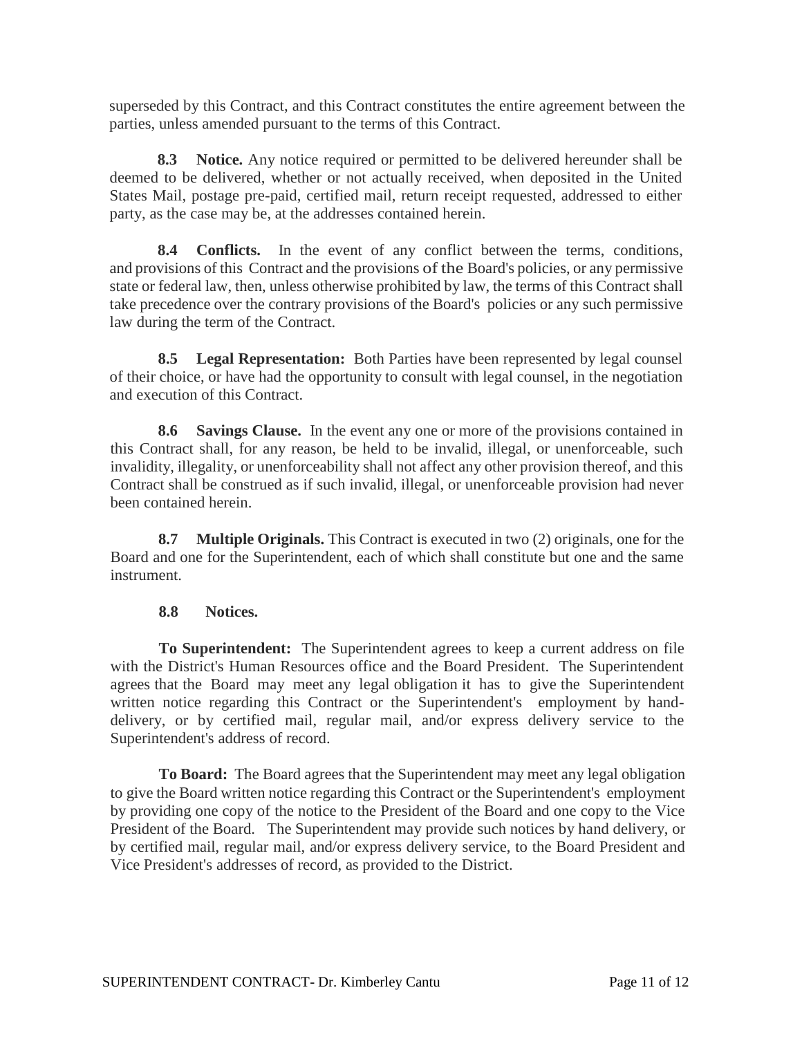superseded by this Contract, and this Contract constitutes the entire agreement between the parties, unless amended pursuant to the terms of this Contract.

**8.3 Notice.** Any notice required or permitted to be delivered hereunder shall be deemed to be delivered, whether or not actually received, when deposited in the United States Mail, postage pre-paid, certified mail, return receipt requested, addressed to either party, as the case may be, at the addresses contained herein.

**8.4 Conflicts.** In the event of any conflict between the terms, conditions, and provisions of this Contract and the provisions of the Board's policies, or any permissive state or federal law, then, unless otherwise prohibited by law, the terms of this Contract shall take precedence over the contrary provisions of the Board's policies or any such permissive law during the term of the Contract.

**8.5 Legal Representation:** Both Parties have been represented by legal counsel of their choice, or have had the opportunity to consult with legal counsel, in the negotiation and execution of this Contract.

**8.6 Savings Clause.** In the event any one or more of the provisions contained in this Contract shall, for any reason, be held to be invalid, illegal, or unenforceable, such invalidity, illegality, or unenforceability shall not affect any other provision thereof, and this Contract shall be construed as if such invalid, illegal, or unenforceable provision had never been contained herein.

**8.7 Multiple Originals.** This Contract is executed in two (2) originals, one for the Board and one for the Superintendent, each of which shall constitute but one and the same instrument.

**8.8 Notices.**

**To Superintendent:** The Superintendent agrees to keep a current address on file with the District's Human Resources office and the Board President. The Superintendent agrees that the Board may meet any legal obligation it has to give the Superintendent written notice regarding this Contract or the Superintendent's employment by hand-delivery, or by certified mail, regular mail, and/or express delivery service to the Superintendent's address of record.

**To Board:** The Board agrees that the Superintendent may meet any legal obligation to give the Board written notice regarding this Contract or the Superintendent's employment by providing one copy of the notice to the President of the Board and one copy to the Vice President of the Board. The Superintendent may provide such notices by hand delivery, or by certified mail, regular mail, and/or express delivery service, to the Board President and Vice President's addresses of record, as provided to the District.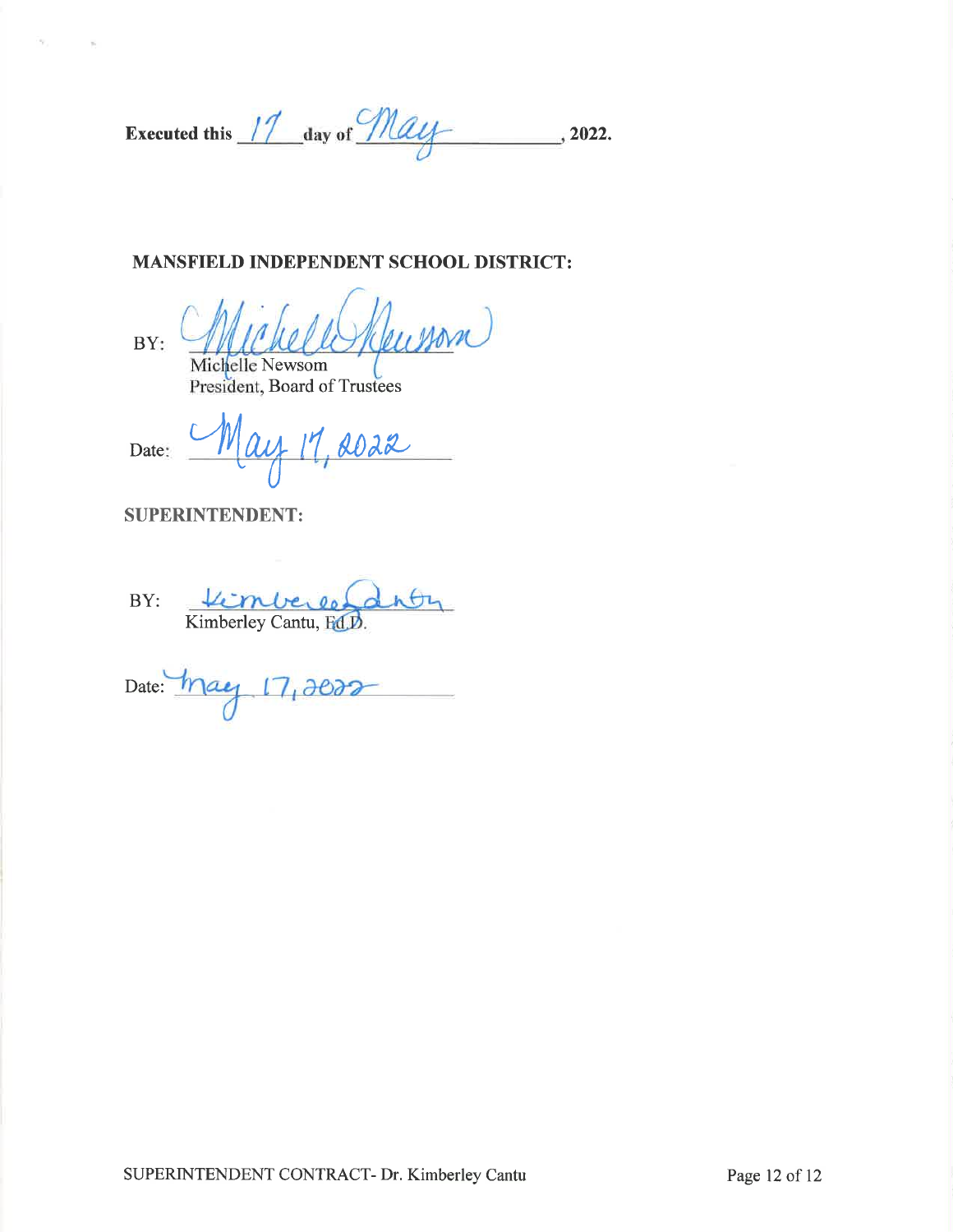**Executed this 17 day of May, 2022.**

**MANSFIELD INDEPENDENT SCHOOL DISTRICT:**

BY: Michelle Newsom
Michelle Newsom
President, Board of Trustees

Date: May 17, 2022

**SUPERINTENDENT:**

BY: Kimberley Cantu
Kimberley Cantu, Ed.D.

Date: May 17, 2022